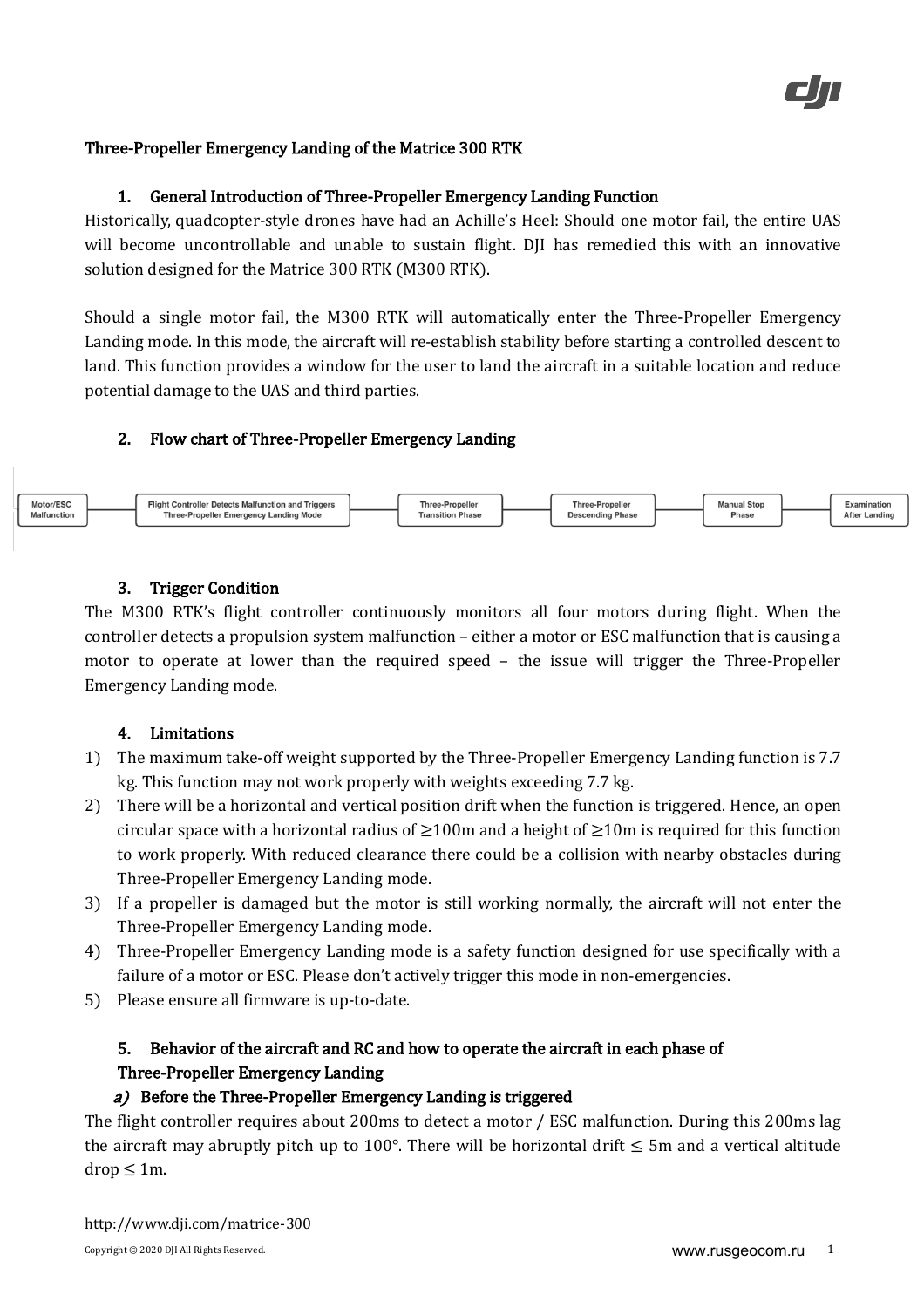# Three-Propeller Emergency Landing of the Matrice 300 RTK

## 1. General Introduction of Three-Propeller Emergency Landing Function

Historically, quadcopter-style drones have had an Achille's Heel: Should one motor fail, the entire UAS will become uncontrollable and unable to sustain flight. DJI has remedied this with an innovative solution designed for the Matrice 300 RTK (M300 RTK).

Should a single motor fail, the M300 RTK will automatically enter the Three-Propeller Emergency Landing mode. In this mode, the aircraft will re-establish stability before starting a controlled descent to land. This function provides a window for the user to land the aircraft in a suitable location and reduce potential damage to the UAS and third parties.

## 2. Flow chart of Three-Propeller Emergency Landing

Motor/ESC Malfunction → Flight Controller Detects Malfunction and Triggers Three-Propeller Emergency Landing Mode → Three-Propeller Transition Phase → Three-Propeller Descending Phase → Manual Stop Phase → Examination After Landing

## 3. Trigger Condition

The M300 RTK's flight controller continuously monitors all four motors during flight. When the controller detects a propulsion system malfunction – either a motor or ESC malfunction that is causing a motor to operate at lower than the required speed – the issue will trigger the Three-Propeller Emergency Landing mode.

## 4. Limitations

1) The maximum take-off weight supported by the Three-Propeller Emergency Landing function is 7.7 kg. This function may not work properly with weights exceeding 7.7 kg.
2) There will be a horizontal and vertical position drift when the function is triggered. Hence, an open circular space with a horizontal radius of ≥100m and a height of ≥10m is required for this function to work properly. With reduced clearance there could be a collision with nearby obstacles during Three-Propeller Emergency Landing mode.
3) If a propeller is damaged but the motor is still working normally, the aircraft will not enter the Three-Propeller Emergency Landing mode.
4) Three-Propeller Emergency Landing mode is a safety function designed for use specifically with a failure of a motor or ESC. Please don't actively trigger this mode in non-emergencies.
5) Please ensure all firmware is up-to-date.

## 5. Behavior of the aircraft and RC and how to operate the aircraft in each phase of Three-Propeller Emergency Landing

### *a) Before the Three-Propeller Emergency Landing is triggered*

The flight controller requires about 200ms to detect a motor / ESC malfunction. During this 200ms lag the aircraft may abruptly pitch up to 100°. There will be horizontal drift ≤ 5m and a vertical altitude drop ≤ 1m.

http://www.dji.com/matrice-300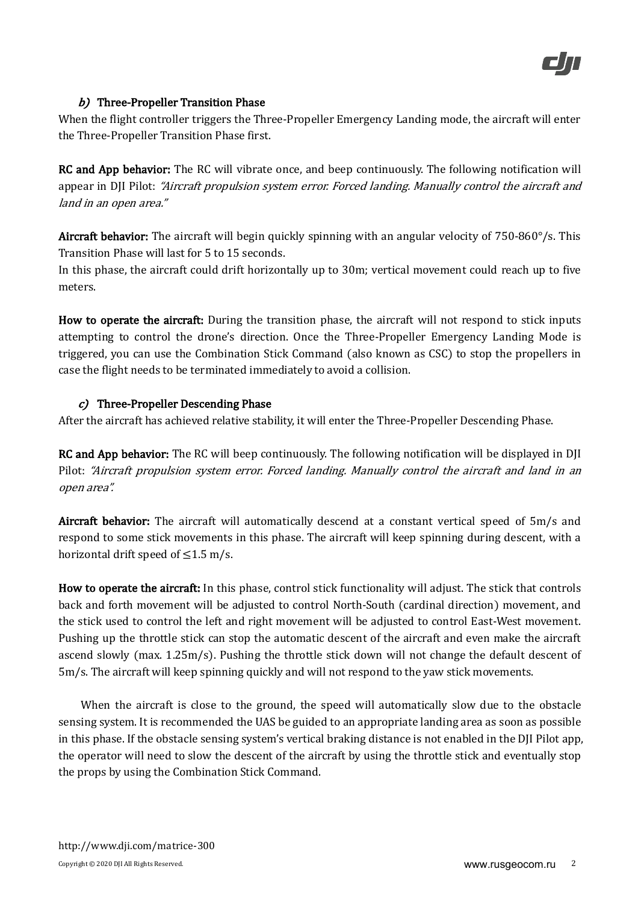### *b)* Three-Propeller Transition Phase

When the flight controller triggers the Three-Propeller Emergency Landing mode, the aircraft will enter the Three-Propeller Transition Phase first.

**RC and App behavior:** The RC will vibrate once, and beep continuously. The following notification will appear in DJI Pilot: *"Aircraft propulsion system error. Forced landing. Manually control the aircraft and land in an open area."*

**Aircraft behavior:** The aircraft will begin quickly spinning with an angular velocity of 750-860°/s. This Transition Phase will last for 5 to 15 seconds.

In this phase, the aircraft could drift horizontally up to 30m; vertical movement could reach up to five meters.

**How to operate the aircraft:** During the transition phase, the aircraft will not respond to stick inputs attempting to control the drone's direction. Once the Three-Propeller Emergency Landing Mode is triggered, you can use the Combination Stick Command (also known as CSC) to stop the propellers in case the flight needs to be terminated immediately to avoid a collision.

### *c)* Three-Propeller Descending Phase

After the aircraft has achieved relative stability, it will enter the Three-Propeller Descending Phase.

**RC and App behavior:** The RC will beep continuously. The following notification will be displayed in DJI Pilot: *"Aircraft propulsion system error. Forced landing. Manually control the aircraft and land in an open area".*

**Aircraft behavior:** The aircraft will automatically descend at a constant vertical speed of 5m/s and respond to some stick movements in this phase. The aircraft will keep spinning during descent, with a horizontal drift speed of ≤1.5 m/s.

**How to operate the aircraft:** In this phase, control stick functionality will adjust. The stick that controls back and forth movement will be adjusted to control North-South (cardinal direction) movement, and the stick used to control the left and right movement will be adjusted to control East-West movement. Pushing up the throttle stick can stop the automatic descent of the aircraft and even make the aircraft ascend slowly (max. 1.25m/s). Pushing the throttle stick down will not change the default descent of 5m/s. The aircraft will keep spinning quickly and will not respond to the yaw stick movements.

When the aircraft is close to the ground, the speed will automatically slow due to the obstacle sensing system. It is recommended the UAS be guided to an appropriate landing area as soon as possible in this phase. If the obstacle sensing system's vertical braking distance is not enabled in the DJI Pilot app, the operator will need to slow the descent of the aircraft by using the throttle stick and eventually stop the props by using the Combination Stick Command.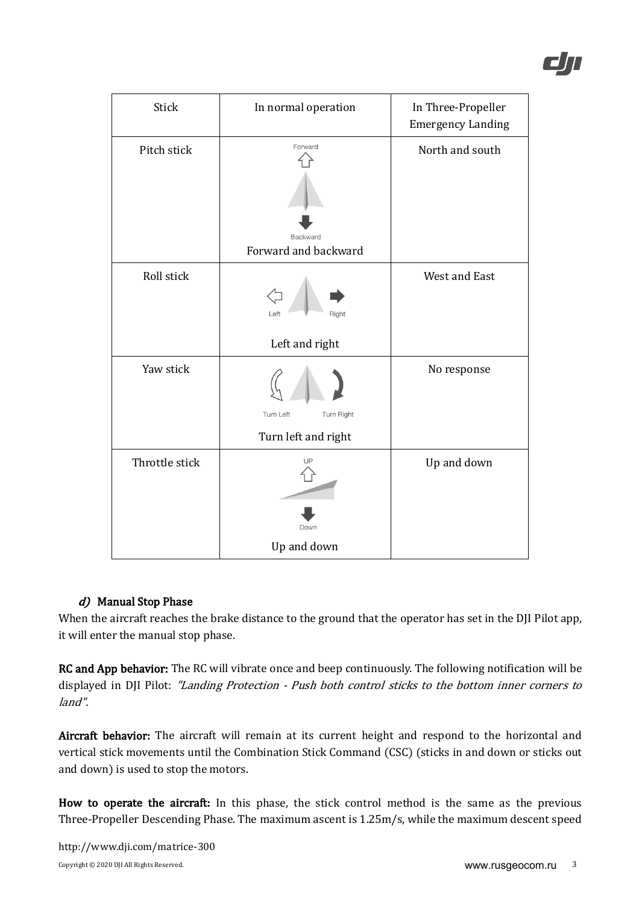| Stick | In normal operation | In Three-Propeller Emergency Landing |
|---|---|---|
| Pitch stick | Forward<br>Backward<br>Forward and backward | North and south |
| Roll stick | Left Right<br>Left and right | West and East |
| Yaw stick | Turn Left Turn Right<br>Turn left and right | No response |
| Throttle stick | UP<br>Down<br>Up and down | Up and down |

#### *d)* Manual Stop Phase

When the aircraft reaches the brake distance to the ground that the operator has set in the DJI Pilot app, it will enter the manual stop phase.

**RC and App behavior:** The RC will vibrate once and beep continuously. The following notification will be displayed in DJI Pilot: *"Landing Protection - Push both control sticks to the bottom inner corners to land".*

**Aircraft behavior:** The aircraft will remain at its current height and respond to the horizontal and vertical stick movements until the Combination Stick Command (CSC) (sticks in and down or sticks out and down) is used to stop the motors.

**How to operate the aircraft:** In this phase, the stick control method is the same as the previous Three-Propeller Descending Phase. The maximum ascent is 1.25m/s, while the maximum descent speed

http://www.dji.com/matrice-300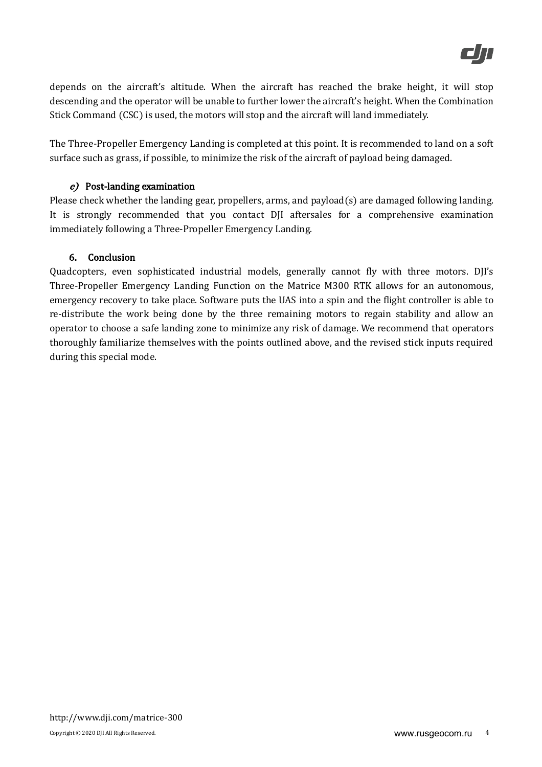depends on the aircraft's altitude. When the aircraft has reached the brake height, it will stop descending and the operator will be unable to further lower the aircraft's height. When the Combination Stick Command (CSC) is used, the motors will stop and the aircraft will land immediately.

The Three-Propeller Emergency Landing is completed at this point. It is recommended to land on a soft surface such as grass, if possible, to minimize the risk of the aircraft of payload being damaged.

#### *e)* Post-landing examination

Please check whether the landing gear, propellers, arms, and payload(s) are damaged following landing. It is strongly recommended that you contact DJI aftersales for a comprehensive examination immediately following a Three-Propeller Emergency Landing.

### 6. Conclusion

Quadcopters, even sophisticated industrial models, generally cannot fly with three motors. DJI's Three-Propeller Emergency Landing Function on the Matrice M300 RTK allows for an autonomous, emergency recovery to take place. Software puts the UAS into a spin and the flight controller is able to re-distribute the work being done by the three remaining motors to regain stability and allow an operator to choose a safe landing zone to minimize any risk of damage. We recommend that operators thoroughly familiarize themselves with the points outlined above, and the revised stick inputs required during this special mode.